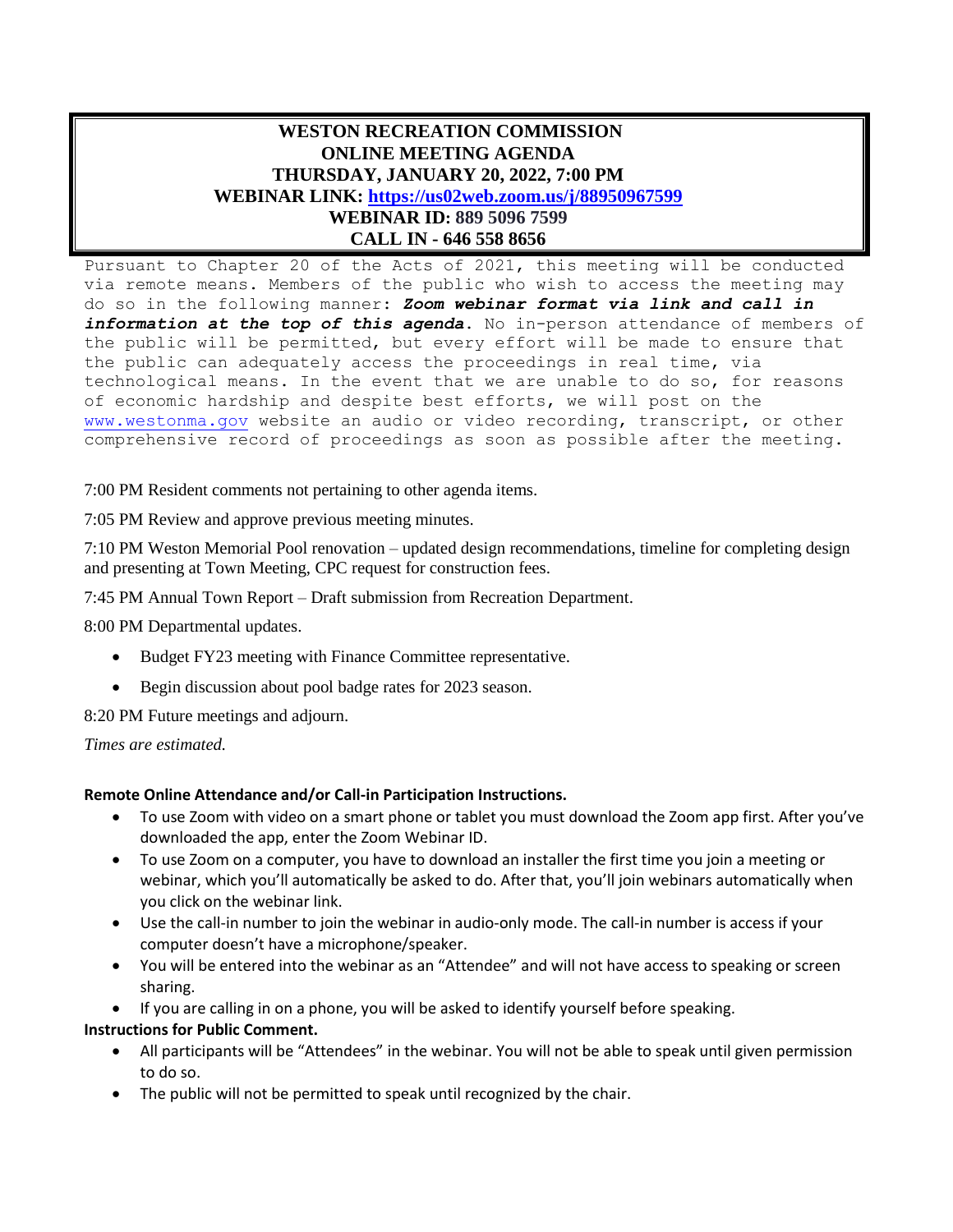# WESTON RECREATION COMMISSION
## ONLINE MEETING AGENDA
## THURSDAY, JANUARY 20, 2022, 7:00 PM
## WEBINAR LINK: [https://us02web.zoom.us/j/88950967599](https://us02web.zoom.us/j/88950967599)
## WEBINAR ID: 889 5096 7599
## CALL IN - 646 558 8656

Pursuant to Chapter 20 of the Acts of 2021, this meeting will be conducted via remote means. Members of the public who wish to access the meeting may do so in the following manner: ***Zoom webinar format via link and call in information at the top of this agenda***. No in-person attendance of members of the public will be permitted, but every effort will be made to ensure that the public can adequately access the proceedings in real time, via technological means. In the event that we are unable to do so, for reasons of economic hardship and despite best efforts, we will post on the [www.westonma.gov](http://www.westonma.gov) website an audio or video recording, transcript, or other comprehensive record of proceedings as soon as possible after the meeting.

7:00 PM Resident comments not pertaining to other agenda items.

7:05 PM Review and approve previous meeting minutes.

7:10 PM Weston Memorial Pool renovation – updated design recommendations, timeline for completing design and presenting at Town Meeting, CPC request for construction fees.

7:45 PM Annual Town Report – Draft submission from Recreation Department.

8:00 PM Departmental updates.

- Budget FY23 meeting with Finance Committee representative.
- Begin discussion about pool badge rates for 2023 season.

8:20 PM Future meetings and adjourn.

*Times are estimated.*

**Remote Online Attendance and/or Call-in Participation Instructions.**

- To use Zoom with video on a smart phone or tablet you must download the Zoom app first. After you've downloaded the app, enter the Zoom Webinar ID.
- To use Zoom on a computer, you have to download an installer the first time you join a meeting or webinar, which you'll automatically be asked to do. After that, you'll join webinars automatically when you click on the webinar link.
- Use the call-in number to join the webinar in audio-only mode. The call-in number is access if your computer doesn't have a microphone/speaker.
- You will be entered into the webinar as an "Attendee" and will not have access to speaking or screen sharing.
- If you are calling in on a phone, you will be asked to identify yourself before speaking.

**Instructions for Public Comment.**

- All participants will be "Attendees" in the webinar. You will not be able to speak until given permission to do so.
- The public will not be permitted to speak until recognized by the chair.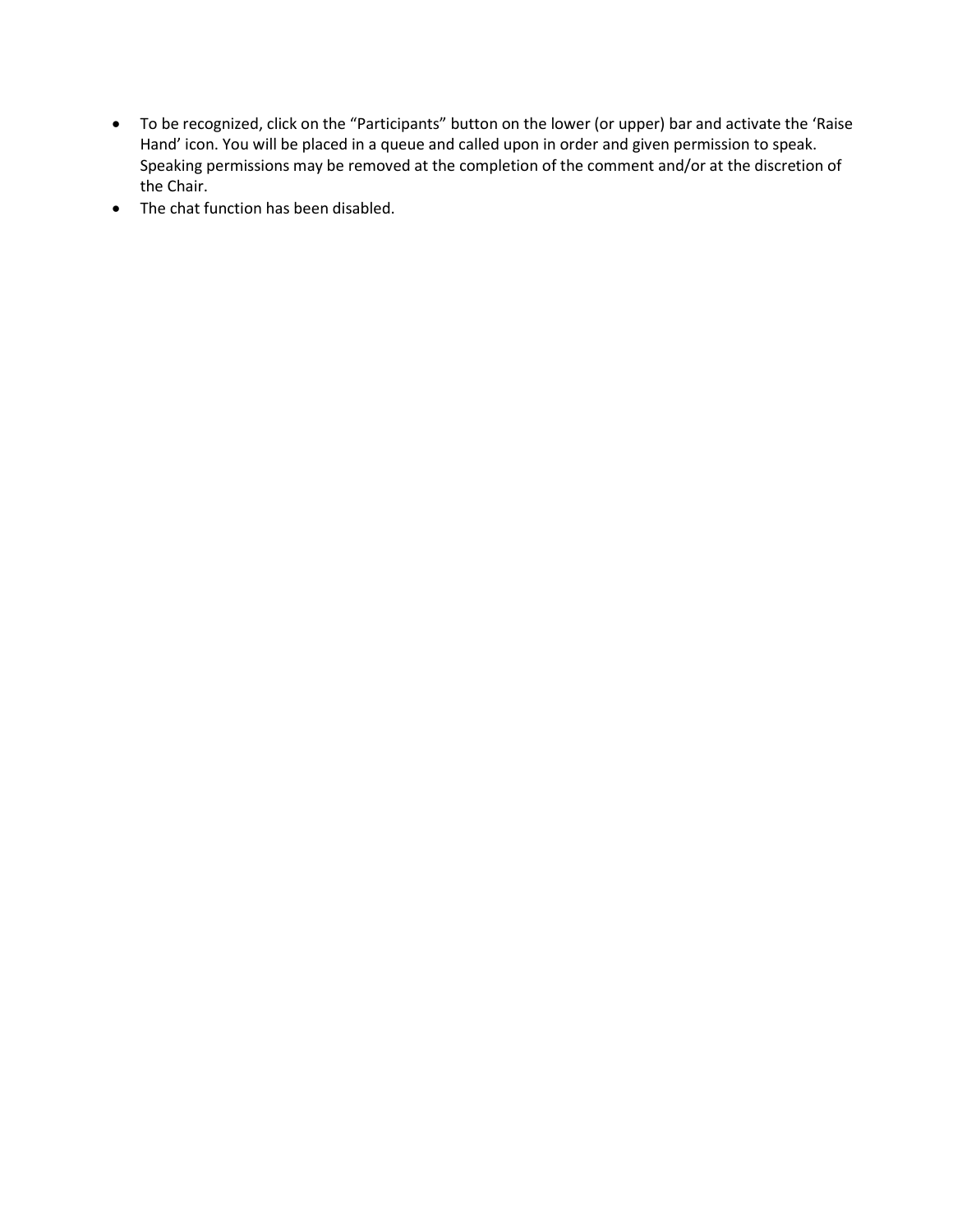- To be recognized, click on the “Participants” button on the lower (or upper) bar and activate the ‘Raise Hand’ icon. You will be placed in a queue and called upon in order and given permission to speak. Speaking permissions may be removed at the completion of the comment and/or at the discretion of the Chair.
- The chat function has been disabled.